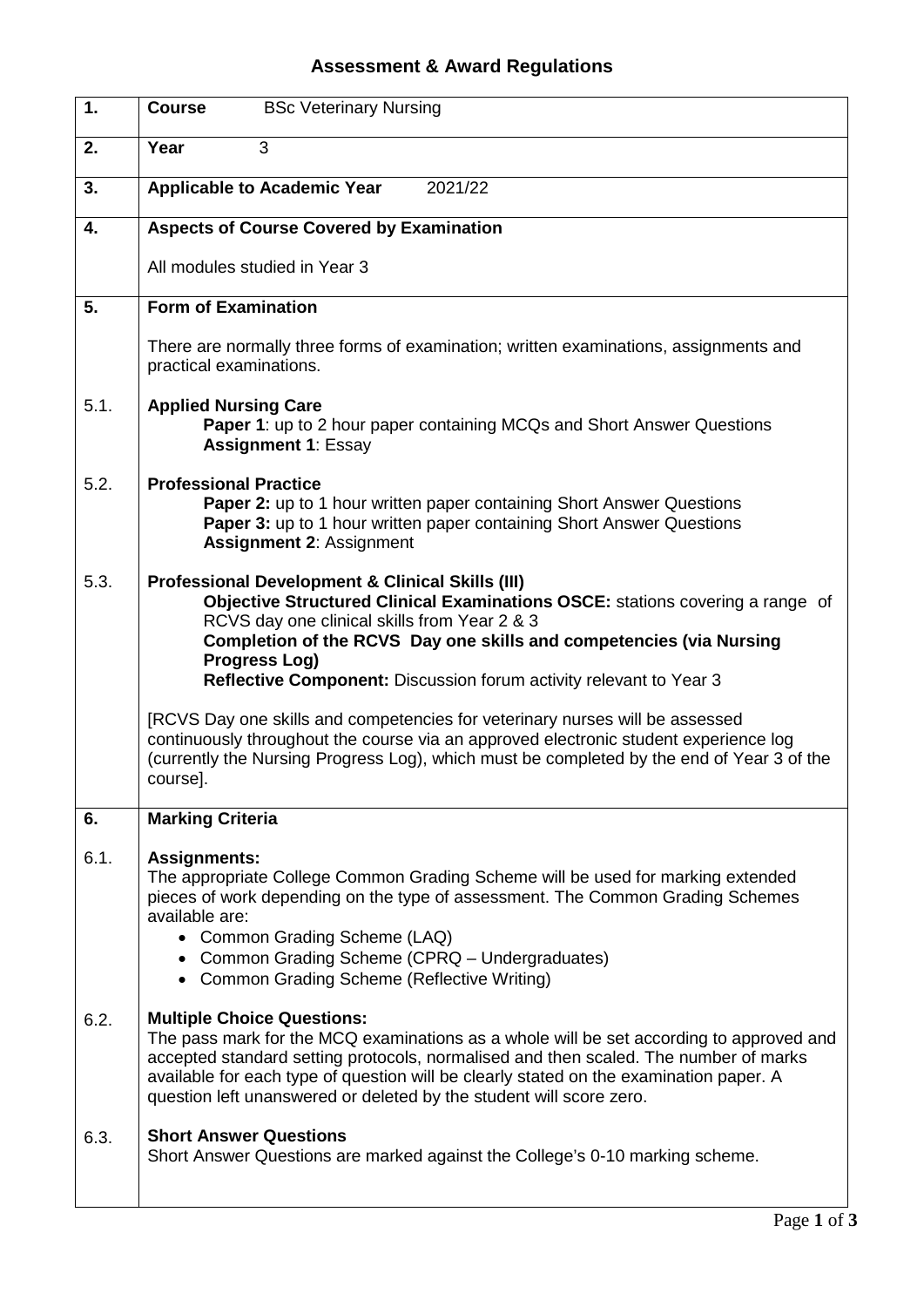# Assessment & Award Regulations

| | |
|---|---|
| **1.** | **Course** BSc Veterinary Nursing |
| **2.** | **Year** 3 |
| **3.** | **Applicable to Academic Year** 2021/22 |
| **4.** | **Aspects of Course Covered by Examination**<br><br>All modules studied in Year 3 |
| **5.** | **Form of Examination**<br><br>There are normally three forms of examination; written examinations, assignments and practical examinations. |
| 5.1. | **Applied Nursing Care**<br>**Paper 1**: up to 2 hour paper containing MCQs and Short Answer Questions<br>**Assignment 1**: Essay |
| 5.2. | **Professional Practice**<br>**Paper 2:** up to 1 hour written paper containing Short Answer Questions<br>**Paper 3:** up to 1 hour written paper containing Short Answer Questions<br>**Assignment 2**: Assignment |
| 5.3. | **Professional Development & Clinical Skills (III)**<br>**Objective Structured Clinical Examinations OSCE:** stations covering a range of RCVS day one clinical skills from Year 2 & 3<br>**Completion of the RCVS Day one skills and competencies (via Nursing Progress Log)**<br>**Reflective Component:** Discussion forum activity relevant to Year 3<br><br>[RCVS Day one skills and competencies for veterinary nurses will be assessed continuously throughout the course via an approved electronic student experience log (currently the Nursing Progress Log), which must be completed by the end of Year 3 of the course]. |
| **6.** | **Marking Criteria** |
| 6.1. | **Assignments:**<br>The appropriate College Common Grading Scheme will be used for marking extended pieces of work depending on the type of assessment. The Common Grading Schemes available are:<br>• Common Grading Scheme (LAQ)<br>• Common Grading Scheme (CPRQ – Undergraduates)<br>• Common Grading Scheme (Reflective Writing) |
| 6.2. | **Multiple Choice Questions:**<br>The pass mark for the MCQ examinations as a whole will be set according to approved and accepted standard setting protocols, normalised and then scaled. The number of marks available for each type of question will be clearly stated on the examination paper. A question left unanswered or deleted by the student will score zero. |
| 6.3. | **Short Answer Questions**<br>Short Answer Questions are marked against the College's 0-10 marking scheme. |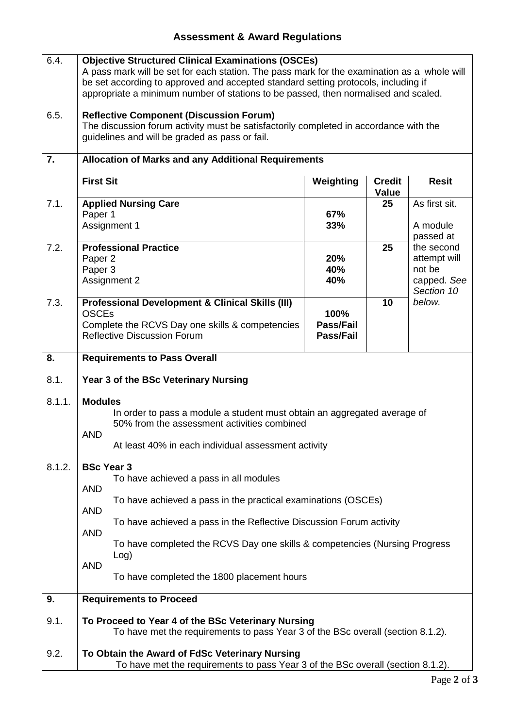## Assessment & Award Regulations

**6.4. Objective Structured Clinical Examinations (OSCEs)**

A pass mark will be set for each station. The pass mark for the examination as a whole will be set according to approved and accepted standard setting protocols, including if appropriate a minimum number of stations to be passed, then normalised and scaled.

**6.5. Reflective Component (Discussion Forum)**

The discussion forum activity must be satisfactorily completed in accordance with the guidelines and will be graded as pass or fail.

### 7. Allocation of Marks and any Additional Requirements

| | First Sit | Weighting | Credit Value | Resit |
|---|---|---|---|---|
| 7.1. | **Applied Nursing Care** | | **25** | As first sit. |
| | Paper 1 | **67%** | | |
| | Assignment 1 | **33%** | | A module passed at the second attempt will not be capped. *See Section 10 below.* |
| 7.2. | **Professional Practice** | | **25** | |
| | Paper 2 | **20%** | | |
| | Paper 3 | **40%** | | |
| | Assignment 2 | **40%** | | |
| 7.3. | **Professional Development & Clinical Skills (III)** | | **10** | |
| | OSCEs | **100%** | | |
| | Complete the RCVS Day one skills & competencies | **Pass/Fail** | | |
| | Reflective Discussion Forum | **Pass/Fail** | | |

### 8. Requirements to Pass Overall

**8.1. Year 3 of the BSc Veterinary Nursing**

**8.1.1. Modules**

In order to pass a module a student must obtain an aggregated average of 50% from the assessment activities combined

AND

At least 40% in each individual assessment activity

**8.1.2. BSc Year 3**

To have achieved a pass in all modules

AND

To have achieved a pass in the practical examinations (OSCEs)

AND

To have achieved a pass in the Reflective Discussion Forum activity

AND

To have completed the RCVS Day one skills & competencies (Nursing Progress Log)

AND

To have completed the 1800 placement hours

### 9. Requirements to Proceed

**9.1. To Proceed to Year 4 of the BSc Veterinary Nursing**

To have met the requirements to pass Year 3 of the BSc overall (section 8.1.2).

**9.2. To Obtain the Award of FdSc Veterinary Nursing**

To have met the requirements to pass Year 3 of the BSc overall (section 8.1.2).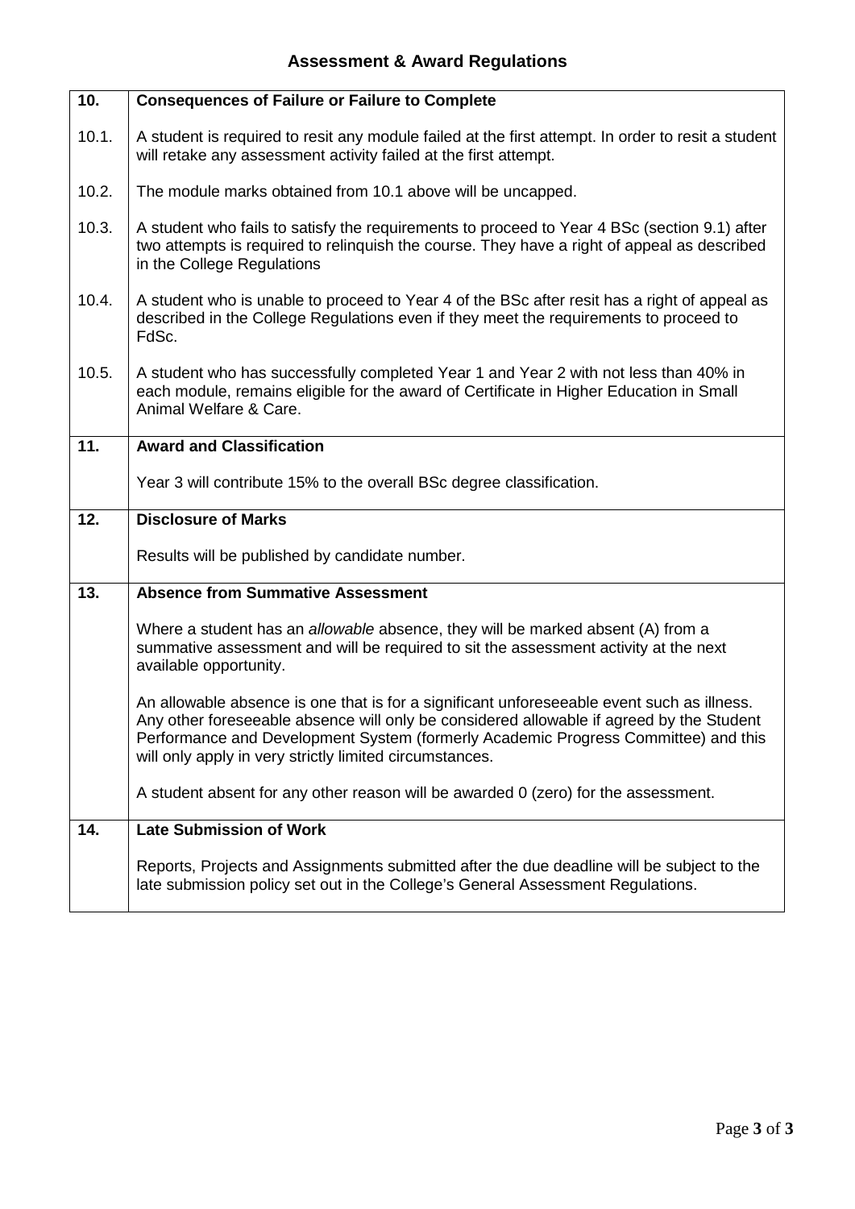# Assessment & Award Regulations

| | |
|---|---|
| **10.** | **Consequences of Failure or Failure to Complete** |
| 10.1. | A student is required to resit any module failed at the first attempt. In order to resit a student will retake any assessment activity failed at the first attempt. |
| 10.2. | The module marks obtained from 10.1 above will be uncapped. |
| 10.3. | A student who fails to satisfy the requirements to proceed to Year 4 BSc (section 9.1) after two attempts is required to relinquish the course. They have a right of appeal as described in the College Regulations |
| 10.4. | A student who is unable to proceed to Year 4 of the BSc after resit has a right of appeal as described in the College Regulations even if they meet the requirements to proceed to FdSc. |
| 10.5. | A student who has successfully completed Year 1 and Year 2 with not less than 40% in each module, remains eligible for the award of Certificate in Higher Education in Small Animal Welfare & Care. |
| **11.** | **Award and Classification**<br><br>Year 3 will contribute 15% to the overall BSc degree classification. |
| **12.** | **Disclosure of Marks**<br><br>Results will be published by candidate number. |
| **13.** | **Absence from Summative Assessment**<br><br>Where a student has an *allowable* absence, they will be marked absent (A) from a summative assessment and will be required to sit the assessment activity at the next available opportunity.<br><br>An allowable absence is one that is for a significant unforeseeable event such as illness. Any other foreseeable absence will only be considered allowable if agreed by the Student Performance and Development System (formerly Academic Progress Committee) and this will only apply in very strictly limited circumstances.<br><br>A student absent for any other reason will be awarded 0 (zero) for the assessment. |
| **14.** | **Late Submission of Work**<br><br>Reports, Projects and Assignments submitted after the due deadline will be subject to the late submission policy set out in the College's General Assessment Regulations. |